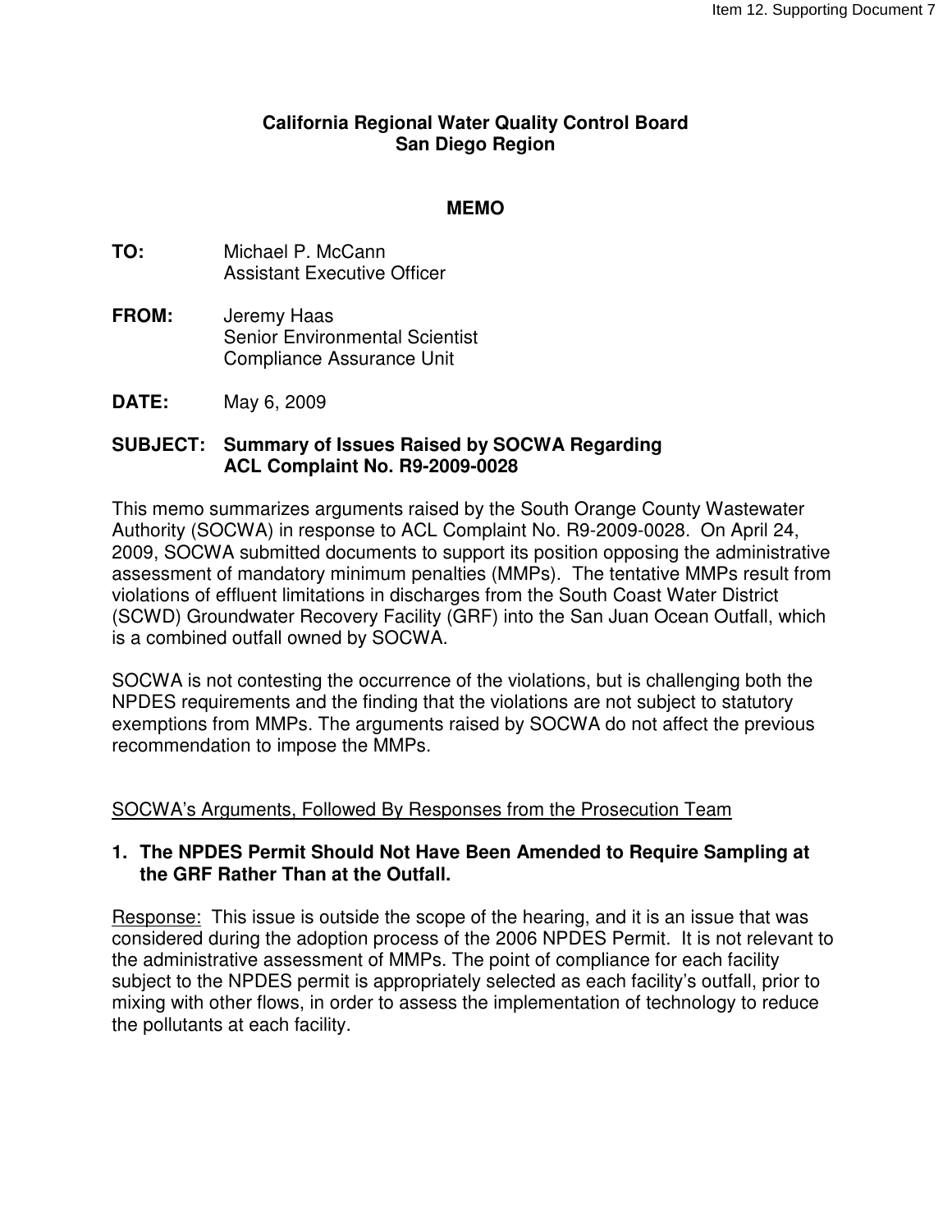**California Regional Water Quality Control Board**
**San Diego Region**

**MEMO**

**TO:** Michael P. McCann
Assistant Executive Officer

**FROM:** Jeremy Haas
Senior Environmental Scientist
Compliance Assurance Unit

**DATE:** May 6, 2009

**SUBJECT: Summary of Issues Raised by SOCWA Regarding ACL Complaint No. R9-2009-0028**

This memo summarizes arguments raised by the South Orange County Wastewater Authority (SOCWA) in response to ACL Complaint No. R9-2009-0028. On April 24, 2009, SOCWA submitted documents to support its position opposing the administrative assessment of mandatory minimum penalties (MMPs). The tentative MMPs result from violations of effluent limitations in discharges from the South Coast Water District (SCWD) Groundwater Recovery Facility (GRF) into the San Juan Ocean Outfall, which is a combined outfall owned by SOCWA.

SOCWA is not contesting the occurrence of the violations, but is challenging both the NPDES requirements and the finding that the violations are not subject to statutory exemptions from MMPs. The arguments raised by SOCWA do not affect the previous recommendation to impose the MMPs.

SOCWA's Arguments, Followed By Responses from the Prosecution Team

**1. The NPDES Permit Should Not Have Been Amended to Require Sampling at the GRF Rather Than at the Outfall.**

Response: This issue is outside the scope of the hearing, and it is an issue that was considered during the adoption process of the 2006 NPDES Permit. It is not relevant to the administrative assessment of MMPs. The point of compliance for each facility subject to the NPDES permit is appropriately selected as each facility's outfall, prior to mixing with other flows, in order to assess the implementation of technology to reduce the pollutants at each facility.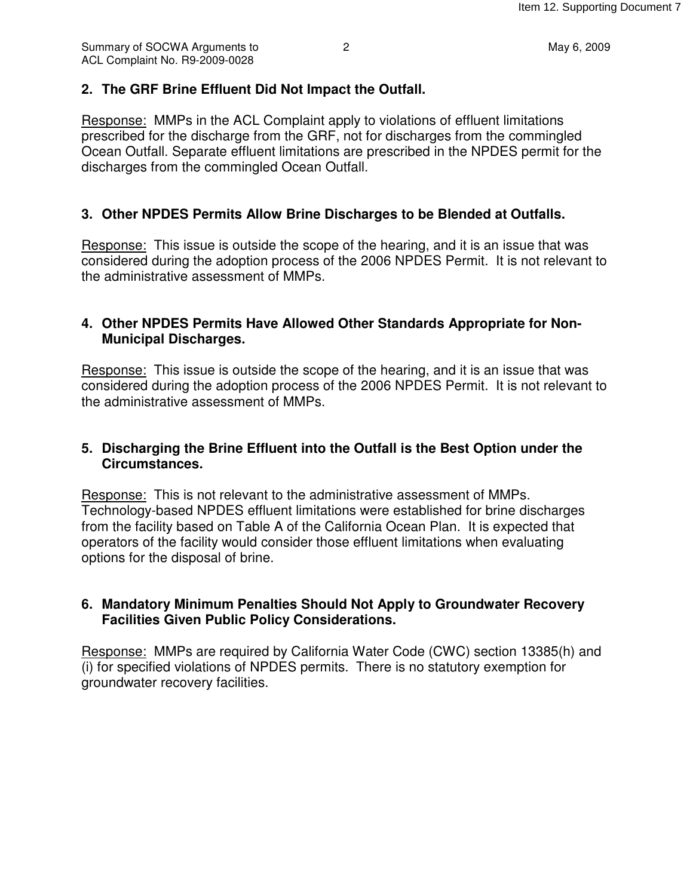## 2. The GRF Brine Effluent Did Not Impact the Outfall.

Response: MMPs in the ACL Complaint apply to violations of effluent limitations prescribed for the discharge from the GRF, not for discharges from the commingled Ocean Outfall. Separate effluent limitations are prescribed in the NPDES permit for the discharges from the commingled Ocean Outfall.

## 3. Other NPDES Permits Allow Brine Discharges to be Blended at Outfalls.

Response: This issue is outside the scope of the hearing, and it is an issue that was considered during the adoption process of the 2006 NPDES Permit. It is not relevant to the administrative assessment of MMPs.

## 4. Other NPDES Permits Have Allowed Other Standards Appropriate for Non-Municipal Discharges.

Response: This issue is outside the scope of the hearing, and it is an issue that was considered during the adoption process of the 2006 NPDES Permit. It is not relevant to the administrative assessment of MMPs.

## 5. Discharging the Brine Effluent into the Outfall is the Best Option under the Circumstances.

Response: This is not relevant to the administrative assessment of MMPs. Technology-based NPDES effluent limitations were established for brine discharges from the facility based on Table A of the California Ocean Plan. It is expected that operators of the facility would consider those effluent limitations when evaluating options for the disposal of brine.

## 6. Mandatory Minimum Penalties Should Not Apply to Groundwater Recovery Facilities Given Public Policy Considerations.

Response: MMPs are required by California Water Code (CWC) section 13385(h) and (i) for specified violations of NPDES permits. There is no statutory exemption for groundwater recovery facilities.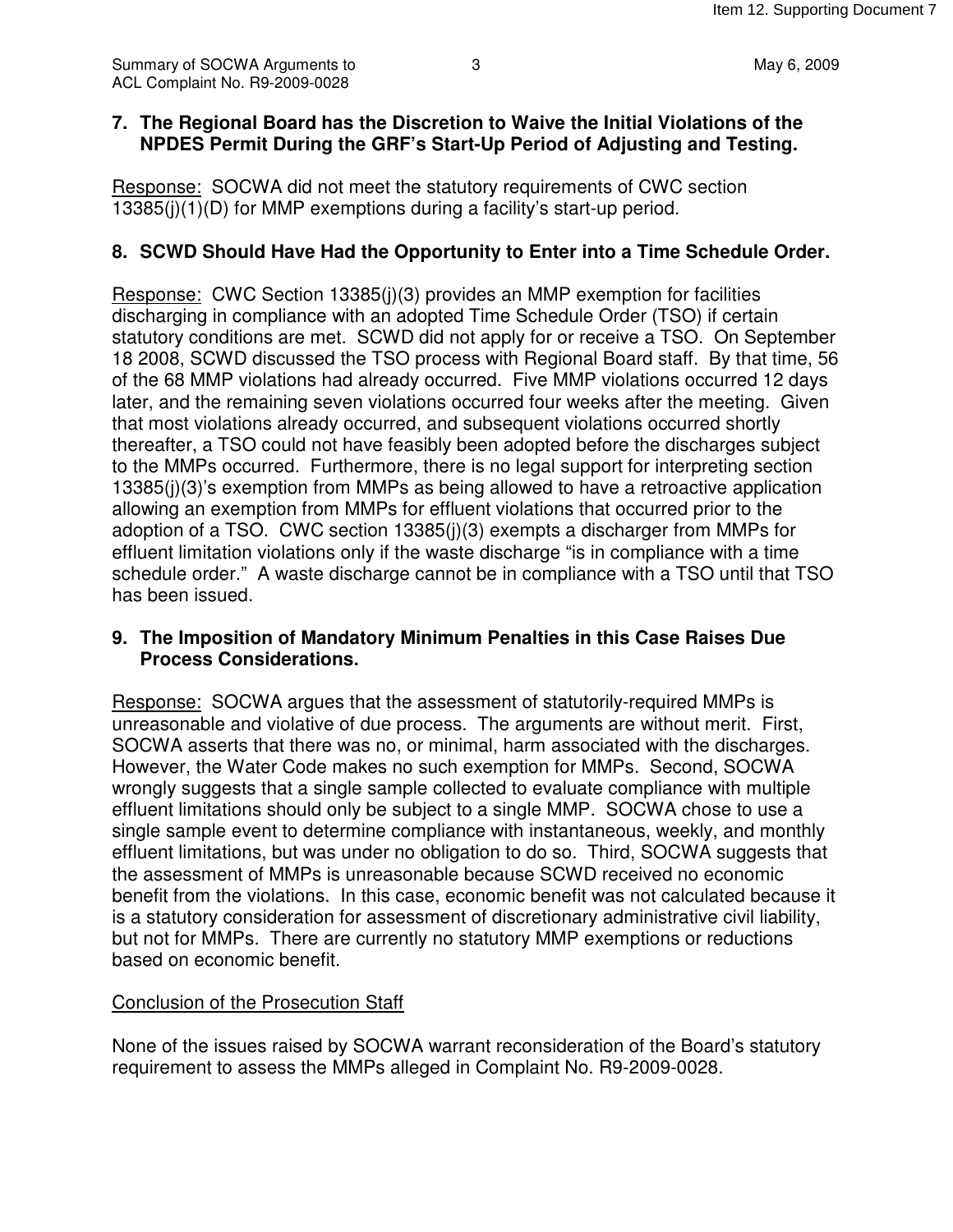### 7. The Regional Board has the Discretion to Waive the Initial Violations of the NPDES Permit During the GRF's Start-Up Period of Adjusting and Testing.

Response: SOCWA did not meet the statutory requirements of CWC section 13385(j)(1)(D) for MMP exemptions during a facility's start-up period.

### 8. SCWD Should Have Had the Opportunity to Enter into a Time Schedule Order.

Response: CWC Section 13385(j)(3) provides an MMP exemption for facilities discharging in compliance with an adopted Time Schedule Order (TSO) if certain statutory conditions are met. SCWD did not apply for or receive a TSO. On September 18 2008, SCWD discussed the TSO process with Regional Board staff. By that time, 56 of the 68 MMP violations had already occurred. Five MMP violations occurred 12 days later, and the remaining seven violations occurred four weeks after the meeting. Given that most violations already occurred, and subsequent violations occurred shortly thereafter, a TSO could not have feasibly been adopted before the discharges subject to the MMPs occurred. Furthermore, there is no legal support for interpreting section 13385(j)(3)'s exemption from MMPs as being allowed to have a retroactive application allowing an exemption from MMPs for effluent violations that occurred prior to the adoption of a TSO. CWC section 13385(j)(3) exempts a discharger from MMPs for effluent limitation violations only if the waste discharge "is in compliance with a time schedule order." A waste discharge cannot be in compliance with a TSO until that TSO has been issued.

### 9. The Imposition of Mandatory Minimum Penalties in this Case Raises Due Process Considerations.

Response: SOCWA argues that the assessment of statutorily-required MMPs is unreasonable and violative of due process. The arguments are without merit. First, SOCWA asserts that there was no, or minimal, harm associated with the discharges. However, the Water Code makes no such exemption for MMPs. Second, SOCWA wrongly suggests that a single sample collected to evaluate compliance with multiple effluent limitations should only be subject to a single MMP. SOCWA chose to use a single sample event to determine compliance with instantaneous, weekly, and monthly effluent limitations, but was under no obligation to do so. Third, SOCWA suggests that the assessment of MMPs is unreasonable because SCWD received no economic benefit from the violations. In this case, economic benefit was not calculated because it is a statutory consideration for assessment of discretionary administrative civil liability, but not for MMPs. There are currently no statutory MMP exemptions or reductions based on economic benefit.

Conclusion of the Prosecution Staff

None of the issues raised by SOCWA warrant reconsideration of the Board's statutory requirement to assess the MMPs alleged in Complaint No. R9-2009-0028.